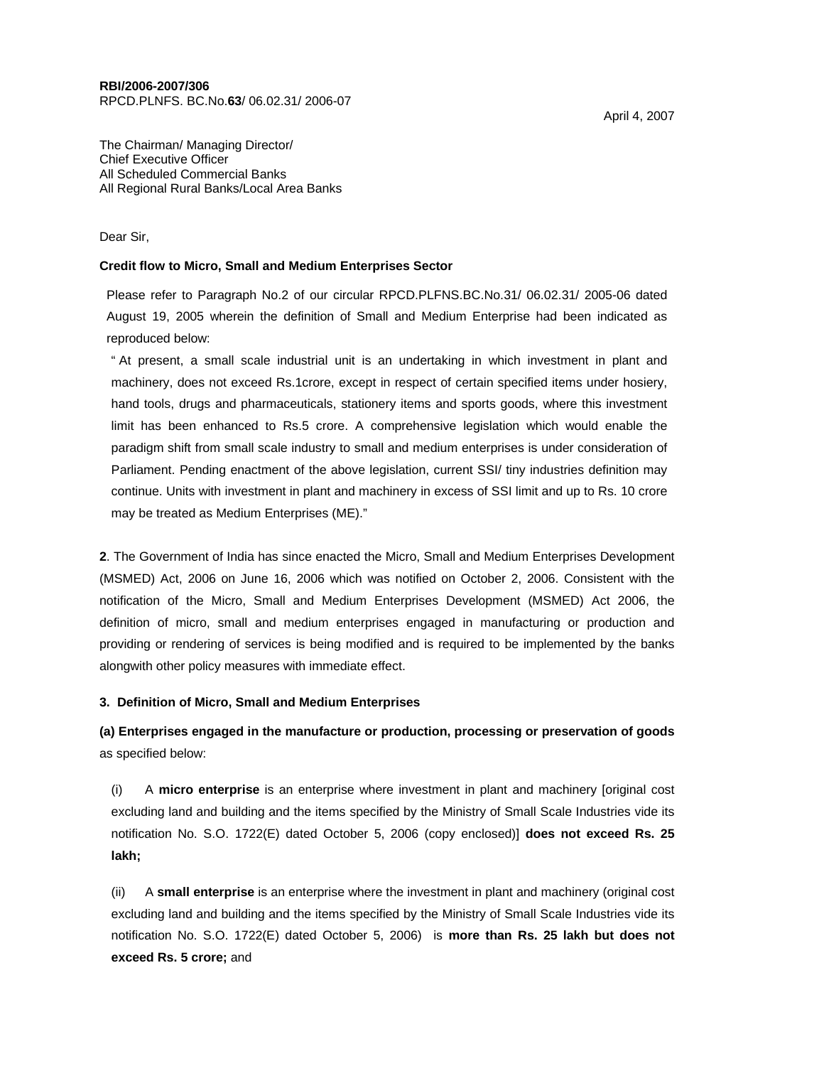**RBI/2006-2007/306**
RPCD.PLNFS. BC.No.**63**/ 06.02.31/ 2006-07

April 4, 2007

The Chairman/ Managing Director/
Chief Executive Officer
All Scheduled Commercial Banks
All Regional Rural Banks/Local Area Banks

Dear Sir,

**Credit flow to Micro, Small and Medium Enterprises Sector**

Please refer to Paragraph No.2 of our circular RPCD.PLFNS.BC.No.31/ 06.02.31/ 2005-06 dated August 19, 2005 wherein the definition of Small and Medium Enterprise had been indicated as reproduced below:

" At present, a small scale industrial unit is an undertaking in which investment in plant and machinery, does not exceed Rs.1crore, except in respect of certain specified items under hosiery, hand tools, drugs and pharmaceuticals, stationery items and sports goods, where this investment limit has been enhanced to Rs.5 crore. A comprehensive legislation which would enable the paradigm shift from small scale industry to small and medium enterprises is under consideration of Parliament. Pending enactment of the above legislation, current SSI/ tiny industries definition may continue. Units with investment in plant and machinery in excess of SSI limit and up to Rs. 10 crore may be treated as Medium Enterprises (ME)."

**2**. The Government of India has since enacted the Micro, Small and Medium Enterprises Development (MSMED) Act, 2006 on June 16, 2006 which was notified on October 2, 2006. Consistent with the notification of the Micro, Small and Medium Enterprises Development (MSMED) Act 2006, the definition of micro, small and medium enterprises engaged in manufacturing or production and providing or rendering of services is being modified and is required to be implemented by the banks alongwith other policy measures with immediate effect.

**3. Definition of Micro, Small and Medium Enterprises**

**(a) Enterprises engaged in the manufacture or production, processing or preservation of goods** as specified below:

(i) A **micro enterprise** is an enterprise where investment in plant and machinery [original cost excluding land and building and the items specified by the Ministry of Small Scale Industries vide its notification No. S.O. 1722(E) dated October 5, 2006 (copy enclosed)] **does not exceed Rs. 25 lakh;**

(ii) A **small enterprise** is an enterprise where the investment in plant and machinery (original cost excluding land and building and the items specified by the Ministry of Small Scale Industries vide its notification No. S.O. 1722(E) dated October 5, 2006) is **more than Rs. 25 lakh but does not exceed Rs. 5 crore;** and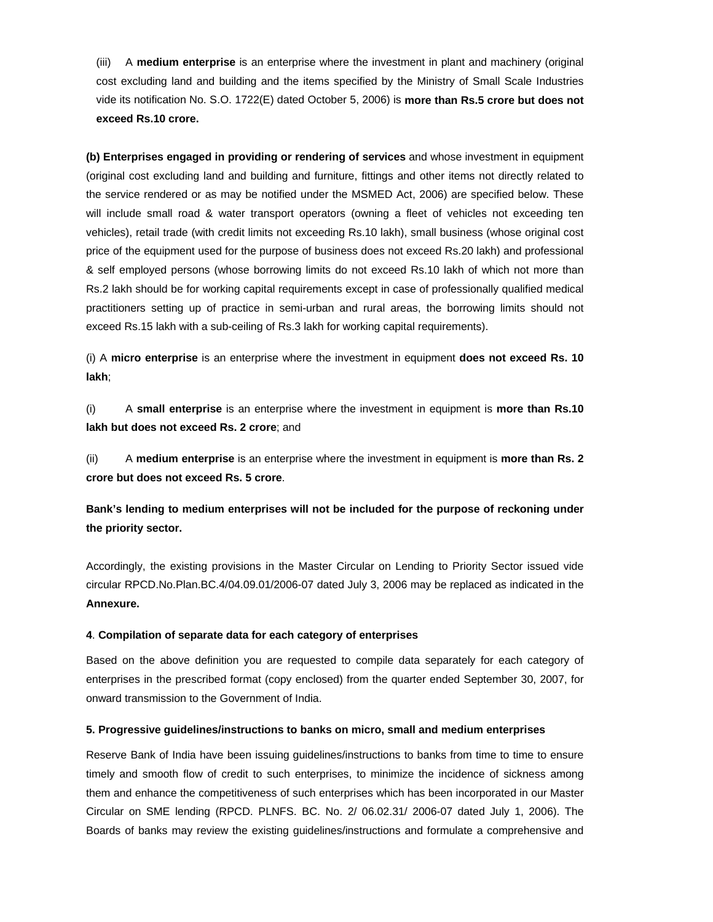(iii) A **medium enterprise** is an enterprise where the investment in plant and machinery (original cost excluding land and building and the items specified by the Ministry of Small Scale Industries vide its notification No. S.O. 1722(E) dated October 5, 2006) is **more than Rs.5 crore but does not exceed Rs.10 crore.**

**(b) Enterprises engaged in providing or rendering of services** and whose investment in equipment (original cost excluding land and building and furniture, fittings and other items not directly related to the service rendered or as may be notified under the MSMED Act, 2006) are specified below. These will include small road & water transport operators (owning a fleet of vehicles not exceeding ten vehicles), retail trade (with credit limits not exceeding Rs.10 lakh), small business (whose original cost price of the equipment used for the purpose of business does not exceed Rs.20 lakh) and professional & self employed persons (whose borrowing limits do not exceed Rs.10 lakh of which not more than Rs.2 lakh should be for working capital requirements except in case of professionally qualified medical practitioners setting up of practice in semi-urban and rural areas, the borrowing limits should not exceed Rs.15 lakh with a sub-ceiling of Rs.3 lakh for working capital requirements).

(i) A **micro enterprise** is an enterprise where the investment in equipment **does not exceed Rs. 10 lakh**;

(i) A **small enterprise** is an enterprise where the investment in equipment is **more than Rs.10 lakh but does not exceed Rs. 2 crore**; and

(ii) A **medium enterprise** is an enterprise where the investment in equipment is **more than Rs. 2 crore but does not exceed Rs. 5 crore**.

**Bank's lending to medium enterprises will not be included for the purpose of reckoning under the priority sector.**

Accordingly, the existing provisions in the Master Circular on Lending to Priority Sector issued vide circular RPCD.No.Plan.BC.4/04.09.01/2006-07 dated July 3, 2006 may be replaced as indicated in the **Annexure.**

**4**. **Compilation of separate data for each category of enterprises**

Based on the above definition you are requested to compile data separately for each category of enterprises in the prescribed format (copy enclosed) from the quarter ended September 30, 2007, for onward transmission to the Government of India.

**5. Progressive guidelines/instructions to banks on micro, small and medium enterprises**

Reserve Bank of India have been issuing guidelines/instructions to banks from time to time to ensure timely and smooth flow of credit to such enterprises, to minimize the incidence of sickness among them and enhance the competitiveness of such enterprises which has been incorporated in our Master Circular on SME lending (RPCD. PLNFS. BC. No. 2/ 06.02.31/ 2006-07 dated July 1, 2006). The Boards of banks may review the existing guidelines/instructions and formulate a comprehensive and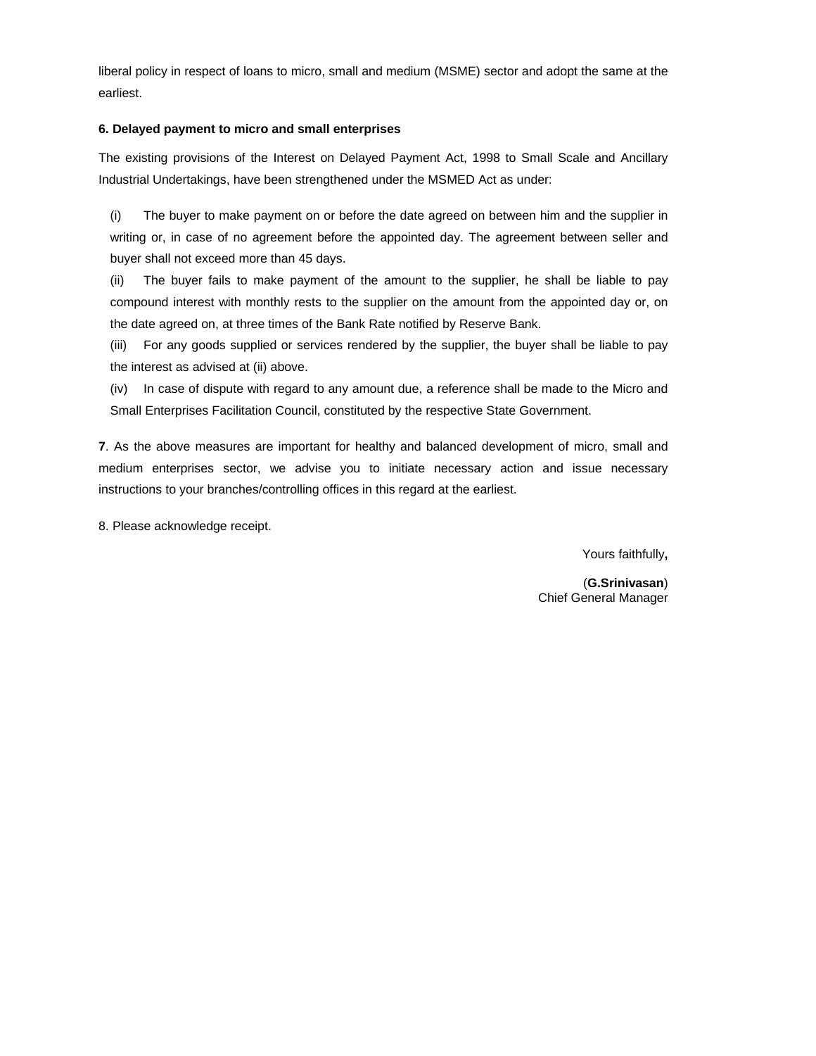liberal policy in respect of loans to micro, small and medium (MSME) sector and adopt the same at the earliest.

**6. Delayed payment to micro and small enterprises**

The existing provisions of the Interest on Delayed Payment Act, 1998 to Small Scale and Ancillary Industrial Undertakings, have been strengthened under the MSMED Act as under:

(i) The buyer to make payment on or before the date agreed on between him and the supplier in writing or, in case of no agreement before the appointed day. The agreement between seller and buyer shall not exceed more than 45 days.

(ii) The buyer fails to make payment of the amount to the supplier, he shall be liable to pay compound interest with monthly rests to the supplier on the amount from the appointed day or, on the date agreed on, at three times of the Bank Rate notified by Reserve Bank.

(iii) For any goods supplied or services rendered by the supplier, the buyer shall be liable to pay the interest as advised at (ii) above.

(iv) In case of dispute with regard to any amount due, a reference shall be made to the Micro and Small Enterprises Facilitation Council, constituted by the respective State Government.

**7**. As the above measures are important for healthy and balanced development of micro, small and medium enterprises sector, we advise you to initiate necessary action and issue necessary instructions to your branches/controlling offices in this regard at the earliest.

8. Please acknowledge receipt.

Yours faithfully**,**

(**G.Srinivasan**)
Chief General Manager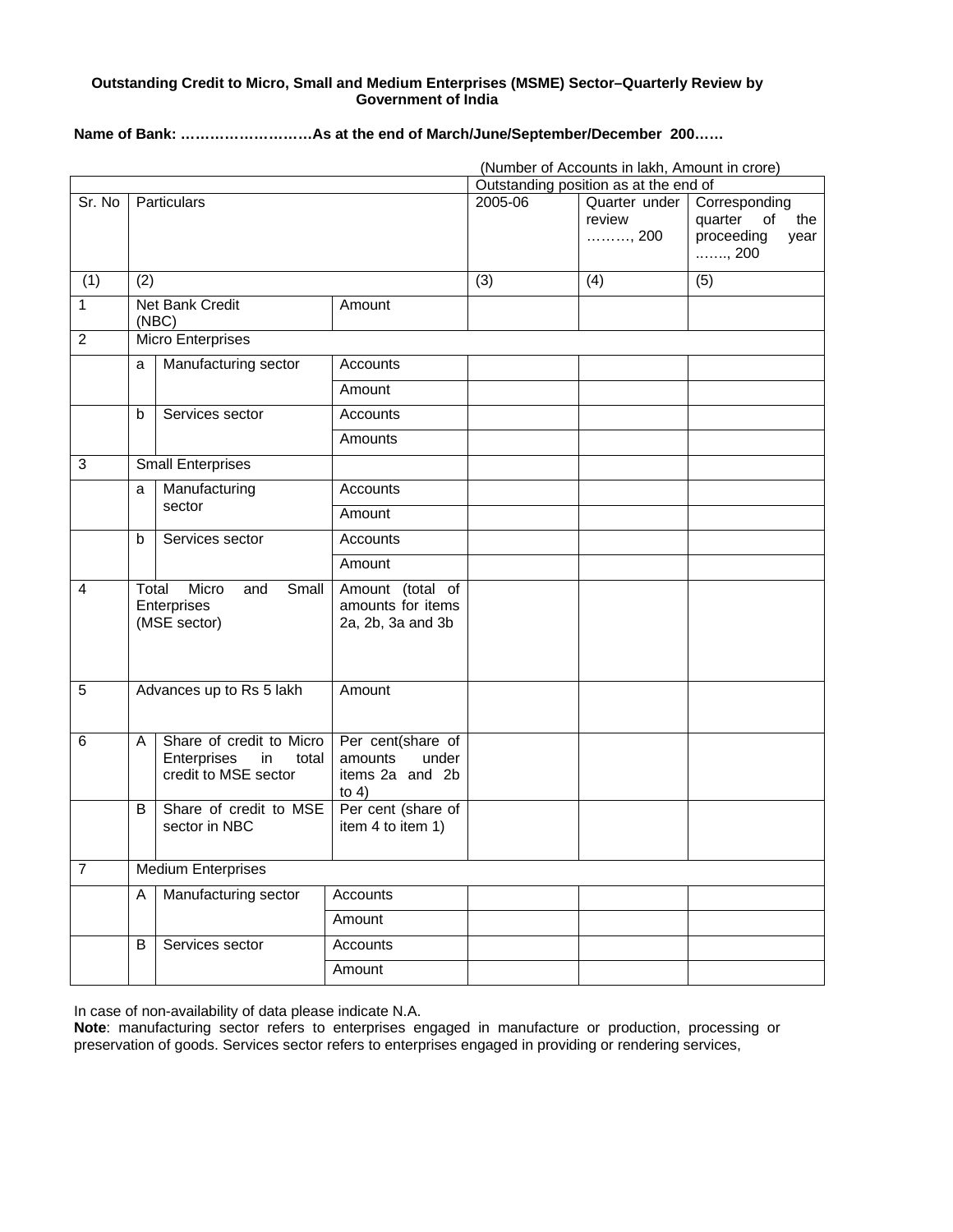**Outstanding Credit to Micro, Small and Medium Enterprises (MSME) Sector–Quarterly Review by Government of India**

**Name of Bank: ………………………As at the end of March/June/September/December 200……**

(Number of Accounts in lakh, Amount in crore)

| Sr. No | Particulars | | | Outstanding position as at the end of | | |
|---|---|---|---|---|---|---|
| | | | | 2005-06 | Quarter under review ………, 200 | Corresponding quarter of the proceeding year ..….., 200 |
| (1) | (2) | | | (3) | (4) | (5) |
| 1 | Net Bank Credit (NBC) | | Amount | | | |
| 2 | Micro Enterprises | | | | | |
| | a | Manufacturing sector | Accounts | | | |
| | | | Amount | | | |
| | b | Services sector | Accounts | | | |
| | | | Amounts | | | |
| 3 | Small Enterprises | | | | | |
| | a | Manufacturing sector | Accounts | | | |
| | | | Amount | | | |
| | b | Services sector | Accounts | | | |
| | | | Amount | | | |
| 4 | Total Micro and Small Enterprises (MSE sector) | | Amount (total of amounts for items 2a, 2b, 3a and 3b | | | |
| 5 | Advances up to Rs 5 lakh | | Amount | | | |
| 6 | A | Share of credit to Micro Enterprises in total credit to MSE sector | Per cent(share of amounts under items 2a and 2b to 4) | | | |
| | B | Share of credit to MSE sector in NBC | Per cent (share of item 4 to item 1) | | | |
| 7 | Medium Enterprises | | | | | |
| | A | Manufacturing sector | Accounts | | | |
| | | | Amount | | | |
| | B | Services sector | Accounts | | | |
| | | | Amount | | | |

In case of non-availability of data please indicate N.A.

**Note**: manufacturing sector refers to enterprises engaged in manufacture or production, processing or preservation of goods. Services sector refers to enterprises engaged in providing or rendering services,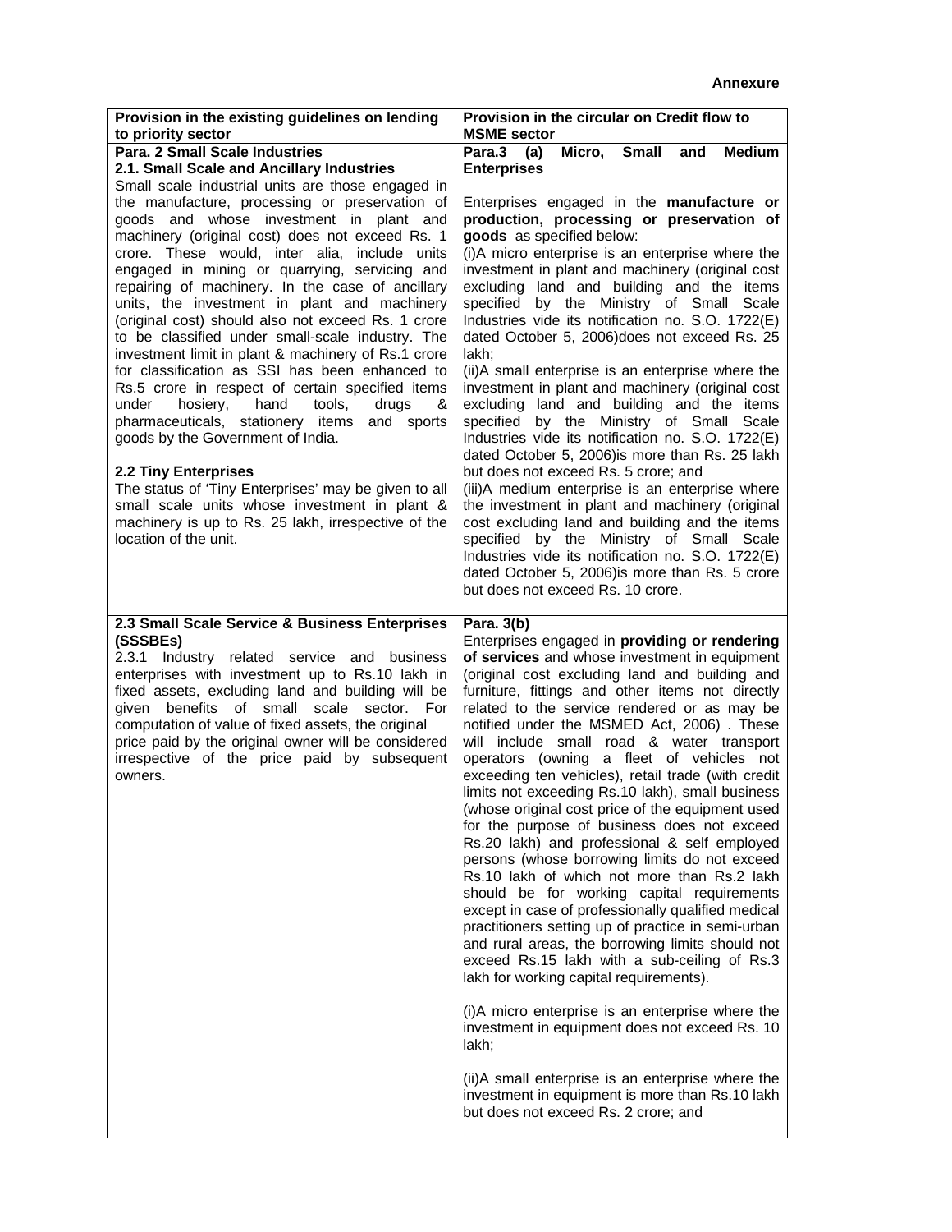**Annexure**

| **Provision in the existing guidelines on lending to priority sector** | **Provision in the circular on Credit flow to MSME sector** |
|---|---|
| **Para. 2 Small Scale Industries**<br>**2.1. Small Scale and Ancillary Industries**<br>Small scale industrial units are those engaged in the manufacture, processing or preservation of goods and whose investment in plant and machinery (original cost) does not exceed Rs. 1 crore. These would, inter alia, include units engaged in mining or quarrying, servicing and repairing of machinery. In the case of ancillary units, the investment in plant and machinery (original cost) should also not exceed Rs. 1 crore to be classified under small-scale industry. The investment limit in plant & machinery of Rs.1 crore for classification as SSI has been enhanced to Rs.5 crore in respect of certain specified items under hosiery, hand tools, drugs & pharmaceuticals, stationery items and sports goods by the Government of India.<br><br>**2.2 Tiny Enterprises**<br>The status of 'Tiny Enterprises' may be given to all small scale units whose investment in plant & machinery is up to Rs. 25 lakh, irrespective of the location of the unit. | **Para.3 (a) Micro, Small and Medium Enterprises**<br><br>Enterprises engaged in the **manufacture or production, processing or preservation of goods** as specified below:<br>(i)A micro enterprise is an enterprise where the investment in plant and machinery (original cost excluding land and building and the items specified by the Ministry of Small Scale Industries vide its notification no. S.O. 1722(E) dated October 5, 2006)does not exceed Rs. 25 lakh;<br>(ii)A small enterprise is an enterprise where the investment in plant and machinery (original cost excluding land and building and the items specified by the Ministry of Small Scale Industries vide its notification no. S.O. 1722(E) dated October 5, 2006)is more than Rs. 25 lakh but does not exceed Rs. 5 crore; and<br>(iii)A medium enterprise is an enterprise where the investment in plant and machinery (original cost excluding land and building and the items specified by the Ministry of Small Scale Industries vide its notification no. S.O. 1722(E) dated October 5, 2006)is more than Rs. 5 crore but does not exceed Rs. 10 crore. |
| **2.3 Small Scale Service & Business Enterprises (SSSBEs)**<br>2.3.1 Industry related service and business enterprises with investment up to Rs.10 lakh in fixed assets, excluding land and building will be given benefits of small scale sector. For computation of value of fixed assets, the original price paid by the original owner will be considered irrespective of the price paid by subsequent owners. | **Para. 3(b)**<br>Enterprises engaged in **providing or rendering of services** and whose investment in equipment (original cost excluding land and building and furniture, fittings and other items not directly related to the service rendered or as may be notified under the MSMED Act, 2006) . These will include small road & water transport operators (owning a fleet of vehicles not exceeding ten vehicles), retail trade (with credit limits not exceeding Rs.10 lakh), small business (whose original cost price of the equipment used for the purpose of business does not exceed Rs.20 lakh) and professional & self employed persons (whose borrowing limits do not exceed Rs.10 lakh of which not more than Rs.2 lakh should be for working capital requirements except in case of professionally qualified medical practitioners setting up of practice in semi-urban and rural areas, the borrowing limits should not exceed Rs.15 lakh with a sub-ceiling of Rs.3 lakh for working capital requirements).<br><br>(i)A micro enterprise is an enterprise where the investment in equipment does not exceed Rs. 10 lakh;<br><br>(ii)A small enterprise is an enterprise where the investment in equipment is more than Rs.10 lakh but does not exceed Rs. 2 crore; and |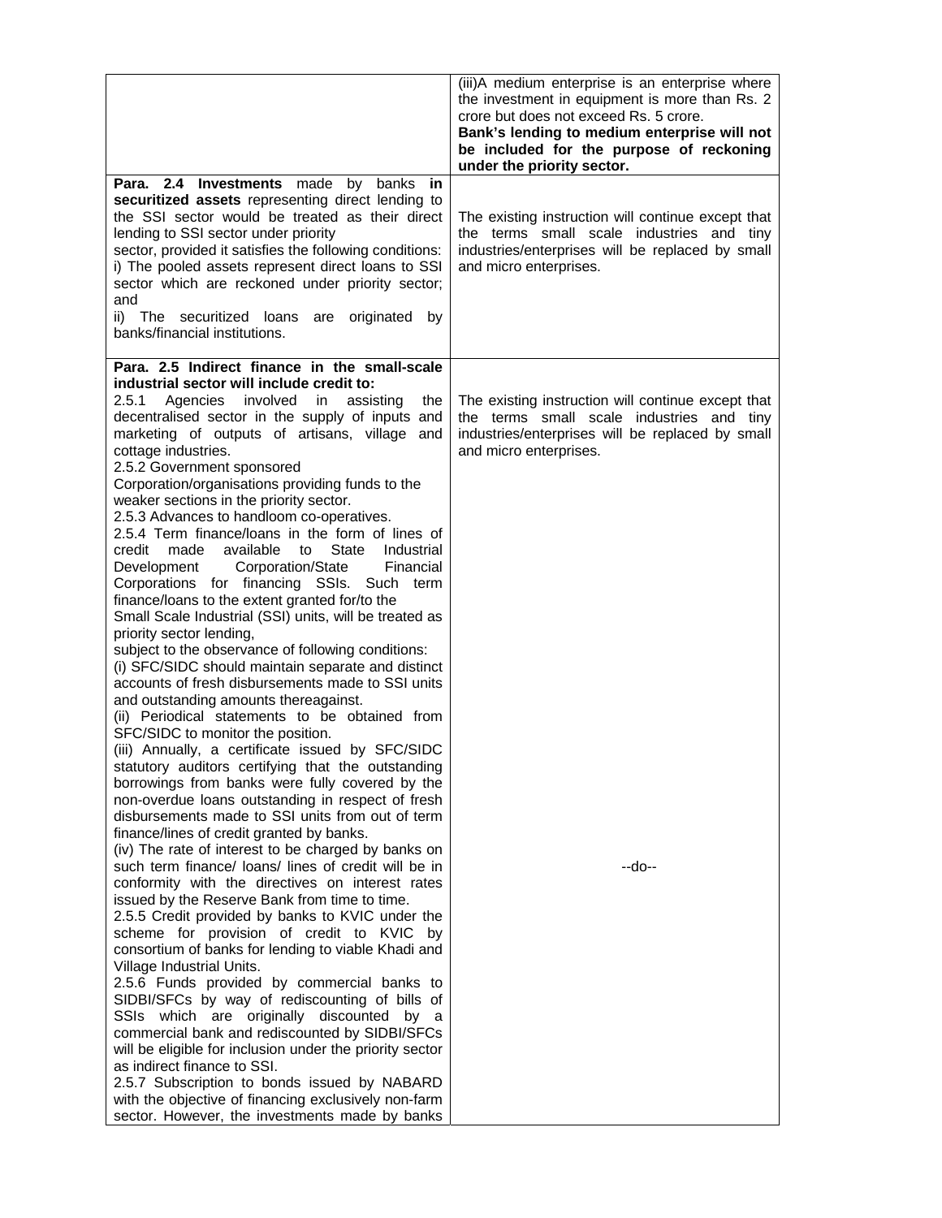| | |
|---|---|
| | (iii)A medium enterprise is an enterprise where the investment in equipment is more than Rs. 2 crore but does not exceed Rs. 5 crore. **Bank's lending to medium enterprise will not be included for the purpose of reckoning under the priority sector.** |
| **Para. 2.4 Investments** made by banks **in securitized assets** representing direct lending to the SSI sector would be treated as their direct lending to SSI sector under priority sector, provided it satisfies the following conditions: i) The pooled assets represent direct loans to SSI sector which are reckoned under priority sector; and ii) The securitized loans are originated by banks/financial institutions. | The existing instruction will continue except that the terms small scale industries and tiny industries/enterprises will be replaced by small and micro enterprises. |
| **Para. 2.5 Indirect finance in the small-scale industrial sector will include credit to:** 2.5.1 Agencies involved in assisting the decentralised sector in the supply of inputs and marketing of outputs of artisans, village and cottage industries. 2.5.2 Government sponsored Corporation/organisations providing funds to the weaker sections in the priority sector. 2.5.3 Advances to handloom co-operatives. 2.5.4 Term finance/loans in the form of lines of credit made available to State Industrial Development Corporation/State Financial Corporations for financing SSIs. Such term finance/loans to the extent granted for/to the Small Scale Industrial (SSI) units, will be treated as priority sector lending, subject to the observance of following conditions: (i) SFC/SIDC should maintain separate and distinct accounts of fresh disbursements made to SSI units and outstanding amounts thereagainst. (ii) Periodical statements to be obtained from SFC/SIDC to monitor the position. (iii) Annually, a certificate issued by SFC/SIDC statutory auditors certifying that the outstanding borrowings from banks were fully covered by the non-overdue loans outstanding in respect of fresh disbursements made to SSI units from out of term finance/lines of credit granted by banks. (iv) The rate of interest to be charged by banks on such term finance/ loans/ lines of credit will be in conformity with the directives on interest rates issued by the Reserve Bank from time to time. 2.5.5 Credit provided by banks to KVIC under the scheme for provision of credit to KVIC by consortium of banks for lending to viable Khadi and Village Industrial Units. 2.5.6 Funds provided by commercial banks to SIDBI/SFCs by way of rediscounting of bills of SSIs which are originally discounted by a commercial bank and rediscounted by SIDBI/SFCs will be eligible for inclusion under the priority sector as indirect finance to SSI. 2.5.7 Subscription to bonds issued by NABARD with the objective of financing exclusively non-farm sector. However, the investments made by banks | The existing instruction will continue except that the terms small scale industries and tiny industries/enterprises will be replaced by small and micro enterprises. --do-- |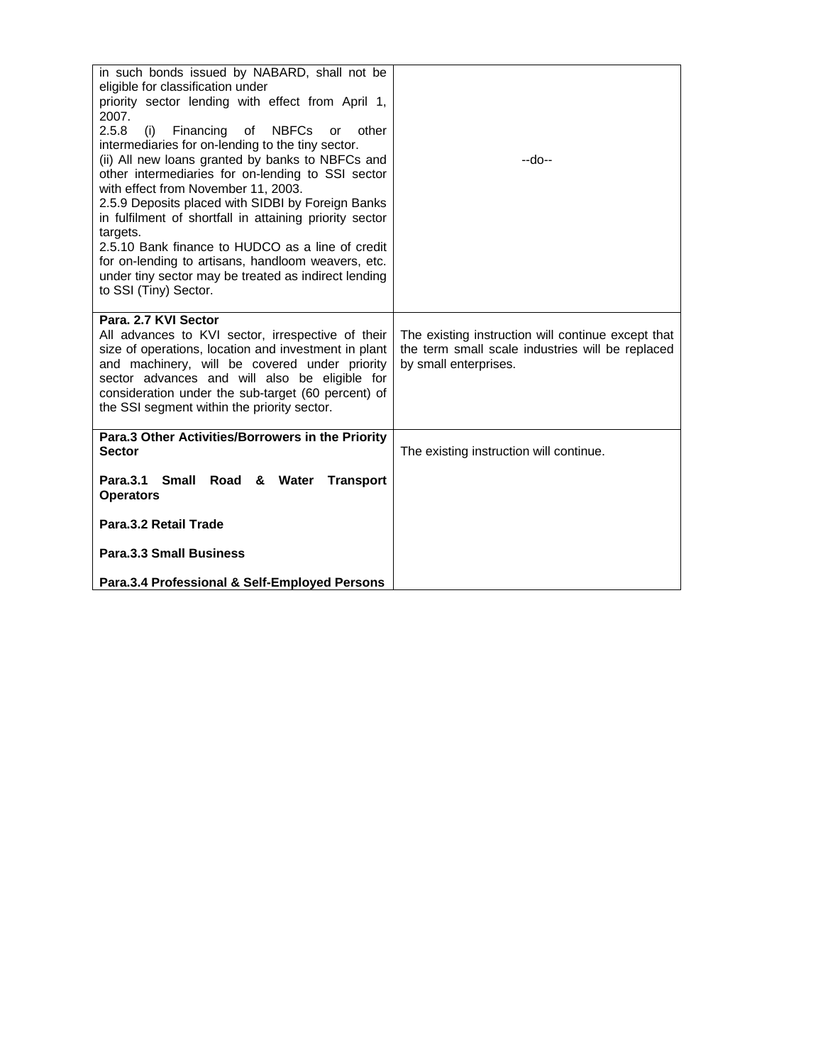| | |
|---|---|
| in such bonds issued by NABARD, shall not be eligible for classification under priority sector lending with effect from April 1, 2007.<br>2.5.8 (i) Financing of NBFCs or other intermediaries for on-lending to the tiny sector.<br>(ii) All new loans granted by banks to NBFCs and other intermediaries for on-lending to SSI sector with effect from November 11, 2003.<br>2.5.9 Deposits placed with SIDBI by Foreign Banks in fulfilment of shortfall in attaining priority sector targets.<br>2.5.10 Bank finance to HUDCO as a line of credit for on-lending to artisans, handloom weavers, etc. under tiny sector may be treated as indirect lending to SSI (Tiny) Sector. | --do-- |
| **Para. 2.7 KVI Sector**<br>All advances to KVI sector, irrespective of their size of operations, location and investment in plant and machinery, will be covered under priority sector advances and will also be eligible for consideration under the sub-target (60 percent) of the SSI segment within the priority sector. | The existing instruction will continue except that the term small scale industries will be replaced by small enterprises. |
| **Para.3 Other Activities/Borrowers in the Priority Sector**<br><br>**Para.3.1 Small Road & Water Transport Operators**<br><br>**Para.3.2 Retail Trade**<br><br>**Para.3.3 Small Business**<br><br>**Para.3.4 Professional & Self-Employed Persons** | The existing instruction will continue. |